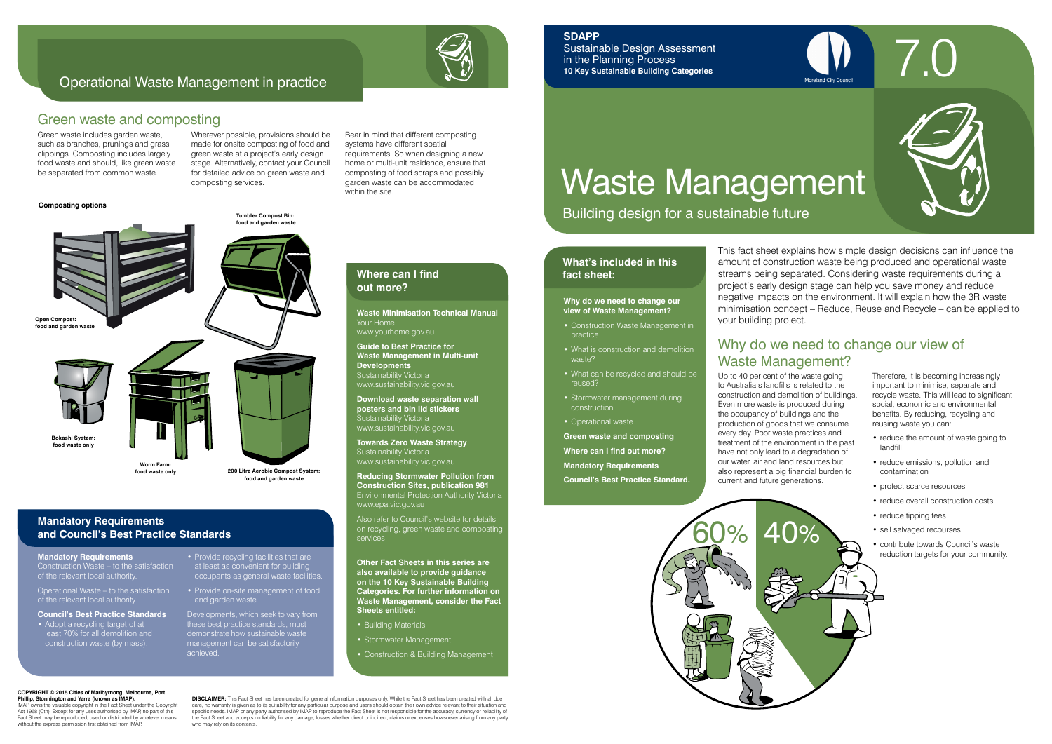# SDAPP

Sustainable Design Assessment in the Planning Process

**10 Key Sustainable Building Categories**

Moreland City Council

7.0

# Waste Management

Building design for a sustainable future

### What's included in this fact sheet:

**Why do we need to change our view of Waste Management?**

- Construction Waste Management in practice.
- What is construction and demolition waste?
- What can be recycled and should be reused?
- Stormwater management during construction.
- Operational waste.

**Green waste and composting**

**Where can I find out more?**

**Mandatory Requirements**

**Council's Best Practice Standard.**

This fact sheet explains how simple design decisions can influence the amount of construction waste being produced and operational waste streams being separated. Considering waste requirements during a project's early design stage can help you save money and reduce negative impacts on the environment. It will explain how the 3R waste minimisation concept – Reduce, Reuse and Recycle – can be applied to your building project.

## Why do we need to change our view of Waste Management?

Up to 40 per cent of the waste going to Australia's landfills is related to the construction and demolition of buildings. Even more waste is produced during the occupancy of buildings and the production of goods that we consume every day. Poor waste practices and treatment of the environment in the past have not only lead to a degradation of our water, air and land resources but also represent a big financial burden to current and future generations.

Therefore, it is becoming increasingly important to minimise, separate and recycle waste. This will lead to significant social, economic and environmental benefits. By reducing, recycling and reusing waste you can:

- reduce the amount of waste going to landfill
- reduce emissions, pollution and contamination
- protect scarce resources
- reduce overall construction costs
- reduce tipping fees
- sell salvaged recourses
- contribute towards Council's waste reduction targets for your community.

60% 40%

## Operational Waste Management in practice

### Green waste and composting

Green waste includes garden waste, such as branches, prunings and grass clippings. Composting includes largely food waste and should, like green waste be separated from common waste.

Wherever possible, provisions should be made for onsite composting of food and green waste at a project's early design stage. Alternatively, contact your Council for detailed advice on green waste and composting services.

Bear in mind that different composting systems have different spatial requirements. So when designing a new home or multi-unit residence, ensure that composting of food scraps and possibly garden waste can be accommodated within the site.

**Composting options**

- **Open Compost:** food and garden waste
- **Tumbler Compost Bin:** food and garden waste
- **Bokashi System:** food waste only
- **Worm Farm:** food waste only
- **200 Litre Aerobic Compost System:** food and garden waste

### Mandatory Requirements and Council's Best Practice Standards

**Mandatory Requirements**

Construction Waste – to the satisfaction of the relevant local authority.

Operational Waste – to the satisfaction of the relevant local authority.

**Council's Best Practice Standards**

- Adopt a recycling target of at least 70% for all demolition and construction waste (by mass).
- Provide recycling facilities that are at least as convenient for building occupants as general waste facilities.
- Provide on-site management of food and garden waste.

Developments, which seek to vary from these best practice standards, must demonstrate how sustainable waste management can be satisfactorily achieved.

### Where can I find out more?

**Waste Minimisation Technical Manual**
Your Home
www.yourhome.gov.au

**Guide to Best Practice for Waste Management in Multi-unit Developments**
Sustainability Victoria
www.sustainability.vic.gov.au

**Download waste separation wall posters and bin lid stickers**
Sustainability Victoria
www.sustainability.vic.gov.au

**Towards Zero Waste Strategy**
Sustainability Victoria
www.sustainability.vic.gov.au

**Reducing Stormwater Pollution from Construction Sites, publication 981**
Environmental Protection Authority Victoria
www.epa.vic.gov.au

Also refer to Council's website for details on recycling, green waste and composting services.

**Other Fact Sheets in this series are also available to provide guidance on the 10 Key Sustainable Building Categories. For further information on Waste Management, consider the Fact Sheets entitled:**

- Building Materials
- Stormwater Management
- Construction & Building Management

**COPYRIGHT © 2015 Cities of Maribyrnong, Melbourne, Port Phillip, Stonnington and Yarra (known as IMAP).**
IMAP owns the valuable copyright in the Fact Sheet under the Copyright Act 1968 (Cth). Except for any uses authorised by IMAP, no part of this Fact Sheet may be reproduced, used or distributed by whatever means without the express permission first obtained from IMAP.

**DISCLAIMER:** This Fact Sheet has been created for general information purposes only. While the Fact Sheet has been created with all due care, no warranty is given as to its suitability for any particular purpose and users should obtain their own advice relevant to their situation and specific needs. IMAP or any party authorised by IMAP to reproduce the Fact Sheet is not responsible for the accuracy, currency or reliability of the Fact Sheet and accepts no liability for any damage, losses whether direct or indirect, claims or expenses howsoever arising from any party who may rely on its contents.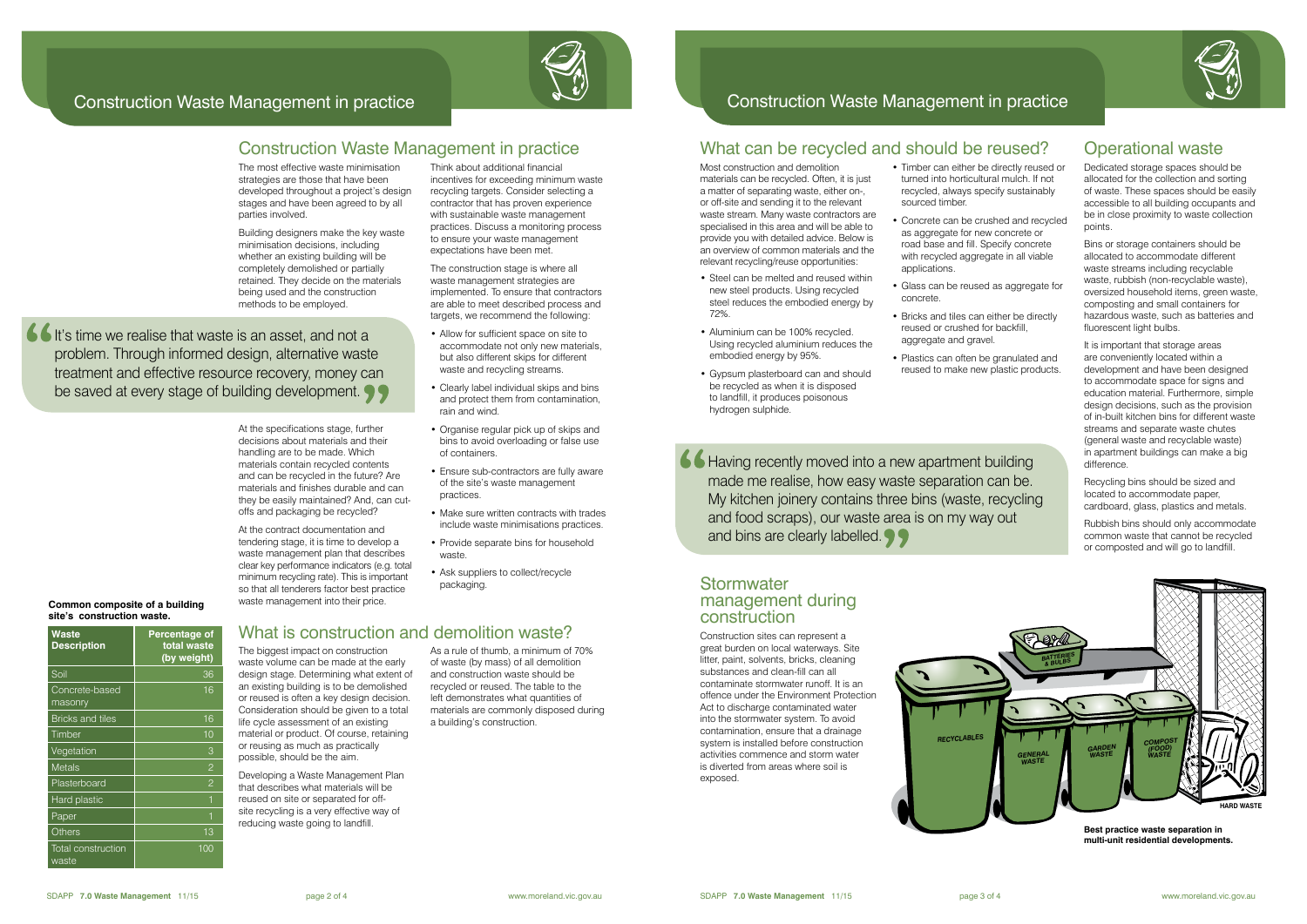## Construction Waste Management in practice

The most effective waste minimisation strategies are those that have been developed throughout a project's design stages and have been agreed to by all parties involved.

Building designers make the key waste minimisation decisions, including whether an existing building will be completely demolished or partially retained. They decide on the materials being used and the construction methods to be employed.

> It's time we realise that waste is an asset, and not a problem. Through informed design, alternative waste treatment and effective resource recovery, money can be saved at every stage of building development.

At the specifications stage, further decisions about materials and their handling are to be made. Which materials contain recycled contents and can be recycled in the future? Are materials and finishes durable and can they be easily maintained? And, can cut-offs and packaging be recycled?

At the contract documentation and tendering stage, it is time to develop a waste management plan that describes clear key performance indicators (e.g. total minimum recycling rate). This is important so that all tenderers factor best practice waste management into their price.

Think about additional financial incentives for exceeding minimum waste recycling targets. Consider selecting a contractor that has proven experience with sustainable waste management practices. Discuss a monitoring process to ensure your waste management expectations have been met.

The construction stage is where all waste management strategies are implemented. To ensure that contractors are able to meet described process and targets, we recommend the following:

- Allow for sufficient space on site to accommodate not only new materials, but also different skips for different waste and recycling streams.
- Clearly label individual skips and bins and protect them from contamination, rain and wind.
- Organise regular pick up of skips and bins to avoid overloading or false use of containers.
- Ensure sub-contractors are fully aware of the site's waste management practices.
- Make sure written contracts with trades include waste minimisations practices.
- Provide separate bins for household waste.
- Ask suppliers to collect/recycle packaging.

**Common composite of a building site's construction waste.**

| Waste Description | Percentage of total waste (by weight) |
|---|---|
| Soil | 36 |
| Concrete-based masonry | 16 |
| Bricks and tiles | 16 |
| Timber | 10 |
| Vegetation | 3 |
| Metals | 2 |
| Plasterboard | 2 |
| Hard plastic | 1 |
| Paper | 1 |
| Others | 13 |
| Total construction waste | 100 |

## What is construction and demolition waste?

The biggest impact on construction waste volume can be made at the early design stage. Determining what extent of an existing building is to be demolished or reused is often a key design decision. Consideration should be given to a total life cycle assessment of an existing material or product. Of course, retaining or reusing as much as practically possible, should be the aim.

Developing a Waste Management Plan that describes what materials will be reused on site or separated for off-site recycling is a very effective way of reducing waste going to landfill.

As a rule of thumb, a minimum of 70% of waste (by mass) of all demolition and construction waste should be recycled or reused. The table to the left demonstrates what quantities of materials are commonly disposed during a building's construction.

## What can be recycled and should be reused?

Most construction and demolition materials can be recycled. Often, it is just a matter of separating waste, either on-, or off-site and sending it to the relevant waste stream. Many waste contractors are specialised in this area and will be able to provide you with detailed advice. Below is an overview of common materials and the relevant recycling/reuse opportunities:

- Steel can be melted and reused within new steel products. Using recycled steel reduces the embodied energy by 72%.
- Aluminium can be 100% recycled. Using recycled aluminium reduces the embodied energy by 95%.
- Gypsum plasterboard can and should be recycled as when it is disposed to landfill, it produces poisonous hydrogen sulphide.
- Timber can either be directly reused or turned into horticultural mulch. If not recycled, always specify sustainably sourced timber.
- Concrete can be crushed and recycled as aggregate for new concrete or road base and fill. Specify concrete with recycled aggregate in all viable applications.
- Glass can be reused as aggregate for concrete.
- Bricks and tiles can either be directly reused or crushed for backfill, aggregate and gravel.
- Plastics can often be granulated and reused to make new plastic products.

> Having recently moved into a new apartment building made me realise, how easy waste separation can be. My kitchen joinery contains three bins (waste, recycling and food scraps), our waste area is on my way out and bins are clearly labelled.

## Stormwater management during construction

Construction sites can represent a great burden on local waterways. Site litter, paint, solvents, bricks, cleaning substances and clean-fill can all contaminate stormwater runoff. It is an offence under the Environment Protection Act to discharge contaminated water into the stormwater system. To avoid contamination, ensure that a drainage system is installed before construction activities commence and storm water is diverted from areas where soil is exposed.

## Operational waste

Dedicated storage spaces should be allocated for the collection and sorting of waste. These spaces should be easily accessible to all building occupants and be in close proximity to waste collection points.

Bins or storage containers should be allocated to accommodate different waste streams including recyclable waste, rubbish (non-recyclable waste), oversized household items, green waste, composting and small containers for hazardous waste, such as batteries and fluorescent light bulbs.

It is important that storage areas are conveniently located within a development and have been designed to accommodate space for signs and education material. Furthermore, simple design decisions, such as the provision of in-built kitchen bins for different waste streams and separate waste chutes (general waste and recyclable waste) in apartment buildings can make a big difference.

Recycling bins should be sized and located to accommodate paper, cardboard, glass, plastics and metals.

Rubbish bins should only accommodate common waste that cannot be recycled or composted and will go to landfill.

BATTERIES & BULBS
RECYCLABLES
GENERAL WASTE
GARDEN WASTE
COMPOST (FOOD) WASTE
HARD WASTE

**Best practice waste separation in multi-unit residential developments.**